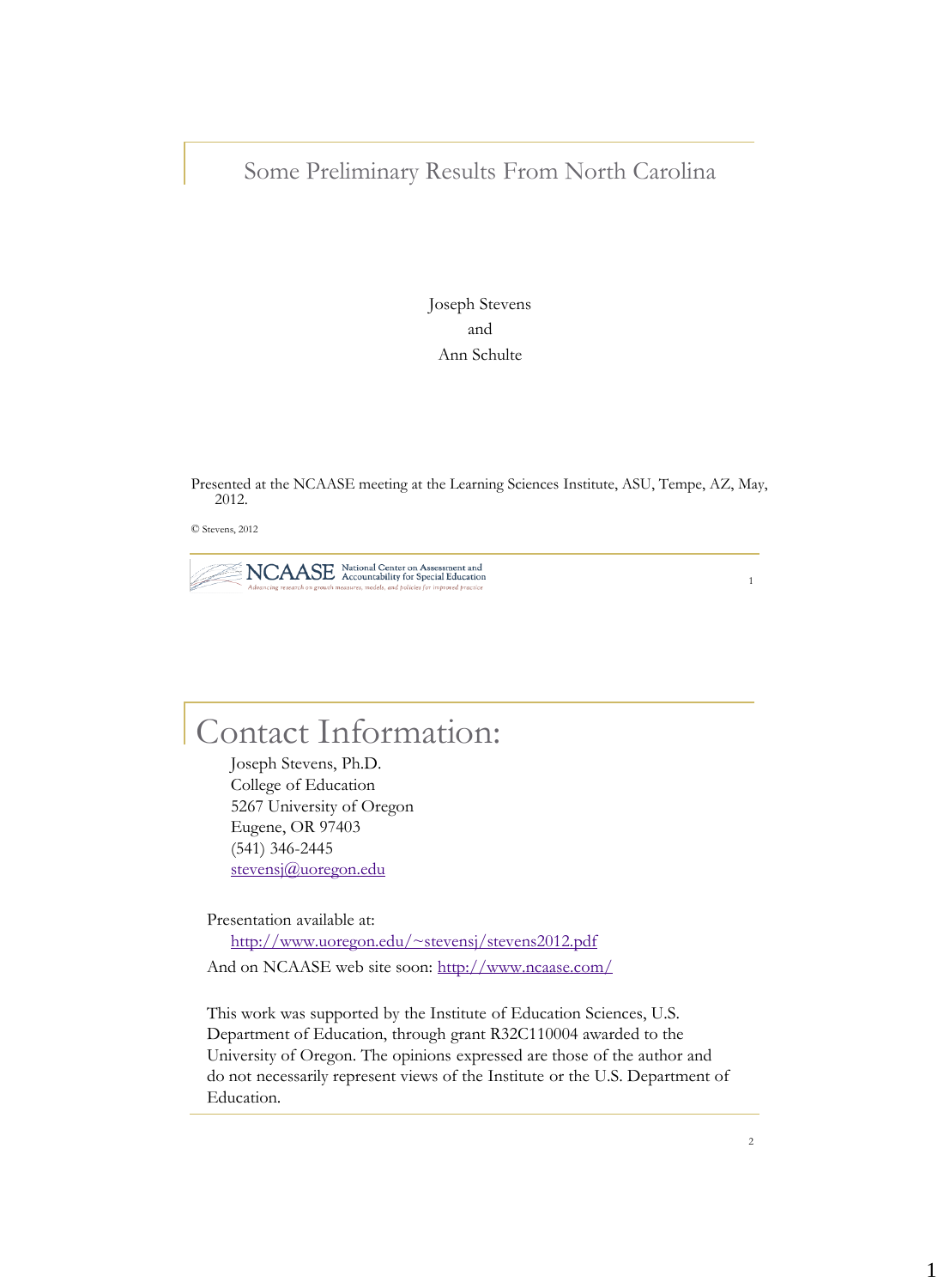# Some Preliminary Results From North Carolina

Joseph Stevens
and
Ann Schulte

Presented at the NCAASE meeting at the Learning Sciences Institute, ASU, Tempe, AZ, May, 2012.

© Stevens, 2012

NCAASE National Center on Assessment and Accountability for Special Education
Advancing research on growth measures, models, and policies for improved practice

## Contact Information:

Joseph Stevens, Ph.D.
College of Education
5267 University of Oregon
Eugene, OR 97403
(541) 346-2445
stevensj@uoregon.edu

Presentation available at:
http://www.uoregon.edu/~stevensj/stevens2012.pdf
And on NCAASE web site soon: http://www.ncaase.com/

This work was supported by the Institute of Education Sciences, U.S. Department of Education, through grant R32C110004 awarded to the University of Oregon. The opinions expressed are those of the author and do not necessarily represent views of the Institute or the U.S. Department of Education.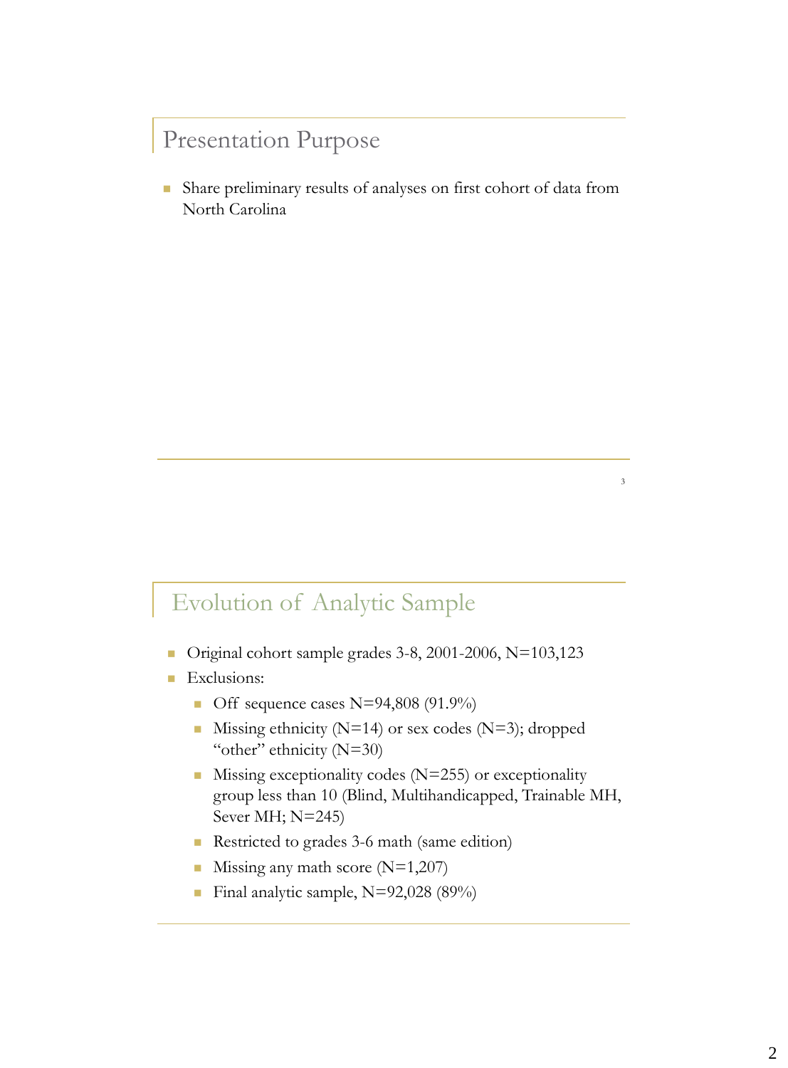## Presentation Purpose

- Share preliminary results of analyses on first cohort of data from North Carolina

## Evolution of Analytic Sample

- Original cohort sample grades 3-8, 2001-2006, N=103,123
- Exclusions:
  - Off sequence cases N=94,808 (91.9%)
  - Missing ethnicity (N=14) or sex codes (N=3); dropped "other" ethnicity (N=30)
  - Missing exceptionality codes (N=255) or exceptionality group less than 10 (Blind, Multihandicapped, Trainable MH, Sever MH; N=245)
  - Restricted to grades 3-6 math (same edition)
  - Missing any math score (N=1,207)
  - Final analytic sample, N=92,028 (89%)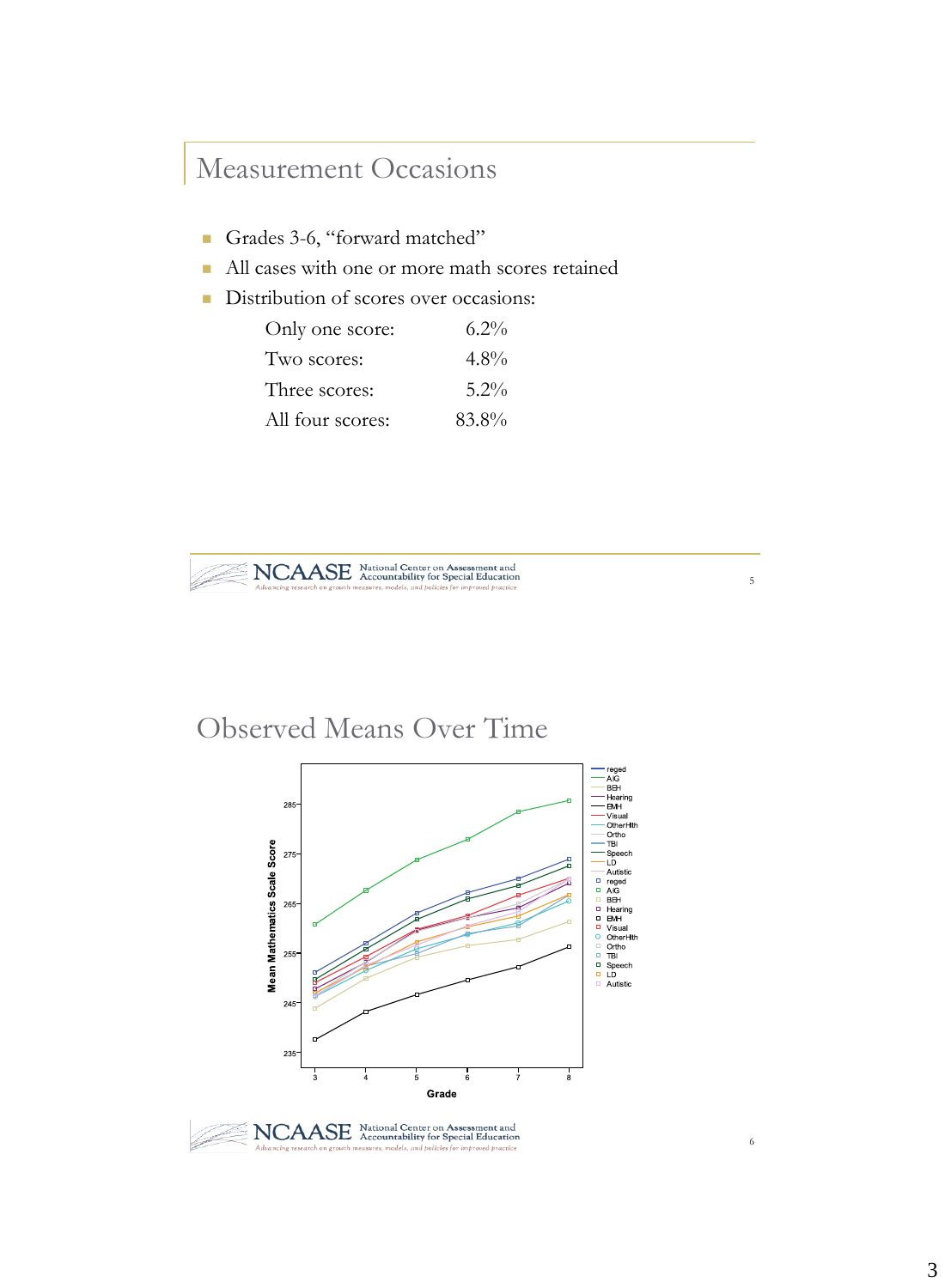## Measurement Occasions

- Grades 3-6, "forward matched"
- All cases with one or more math scores retained
- Distribution of scores over occasions:

| | |
|---|---|
| Only one score: | 6.2% |
| Two scores: | 4.8% |
| Three scores: | 5.2% |
| All four scores: | 83.8% |

## Observed Means Over Time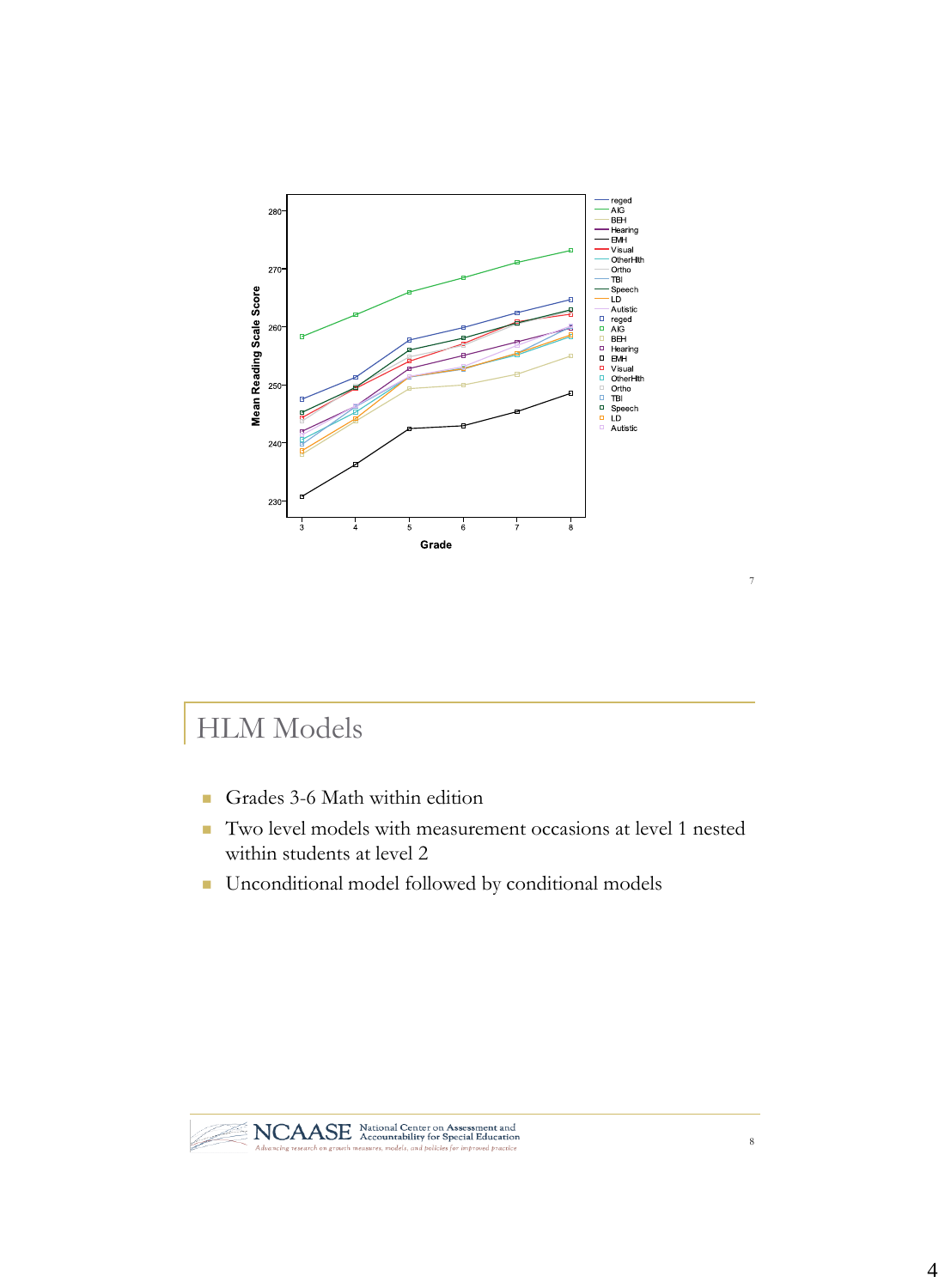## HLM Models

- Grades 3-6 Math within edition
- Two level models with measurement occasions at level 1 nested within students at level 2
- Unconditional model followed by conditional models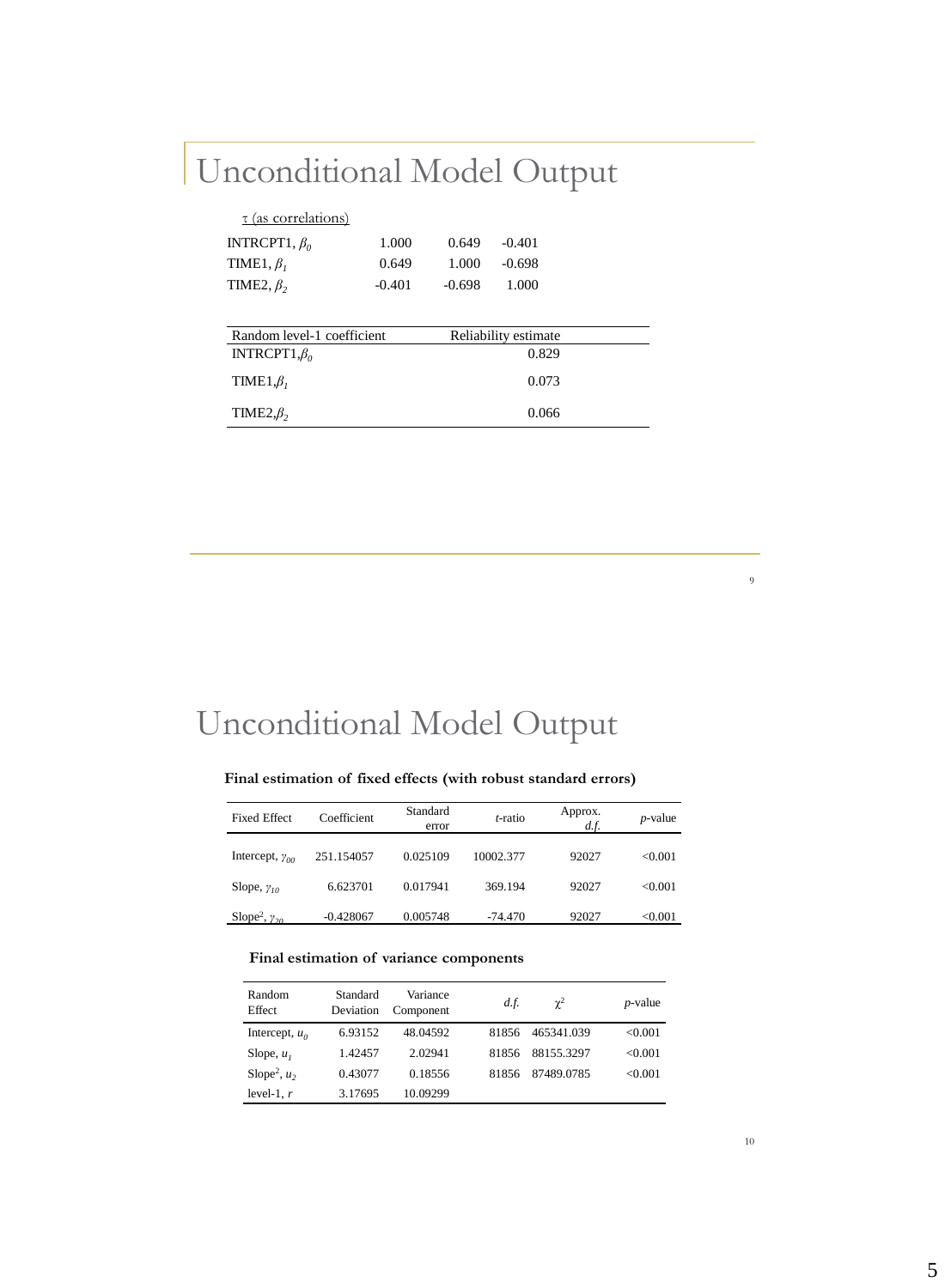# Unconditional Model Output

τ (as correlations)

| | | | |
|---|---|---|---|
| INTRCPT1, $\beta_0$ | 1.000 | 0.649 | -0.401 |
| TIME1, $\beta_1$ | 0.649 | 1.000 | -0.698 |
| TIME2, $\beta_2$ | -0.401 | -0.698 | 1.000 |

| Random level-1 coefficient | Reliability estimate |
|---|---|
| INTRCPT1, $\beta_0$ | 0.829 |
| TIME1, $\beta_1$ | 0.073 |
| TIME2, $\beta_2$ | 0.066 |

# Unconditional Model Output

**Final estimation of fixed effects (with robust standard errors)**

| Fixed Effect | Coefficient | Standard error | *t*-ratio | Approx. *d.f.* | *p*-value |
|---|---|---|---|---|---|
| Intercept, $\gamma_{00}$ | 251.154057 | 0.025109 | 10002.377 | 92027 | <0.001 |
| Slope, $\gamma_{10}$ | 6.623701 | 0.017941 | 369.194 | 92027 | <0.001 |
| Slope$^2$, $\gamma_{20}$ | -0.428067 | 0.005748 | -74.470 | 92027 | <0.001 |

**Final estimation of variance components**

| Random Effect | Standard Deviation | Variance Component | *d.f.* | $\chi^2$ | *p*-value |
|---|---|---|---|---|---|
| Intercept, $u_0$ | 6.93152 | 48.04592 | 81856 | 465341.039 | <0.001 |
| Slope, $u_1$ | 1.42457 | 2.02941 | 81856 | 88155.3297 | <0.001 |
| Slope$^2$, $u_2$ | 0.43077 | 0.18556 | 81856 | 87489.0785 | <0.001 |
| level-1, *r* | 3.17695 | 10.09299 | | | |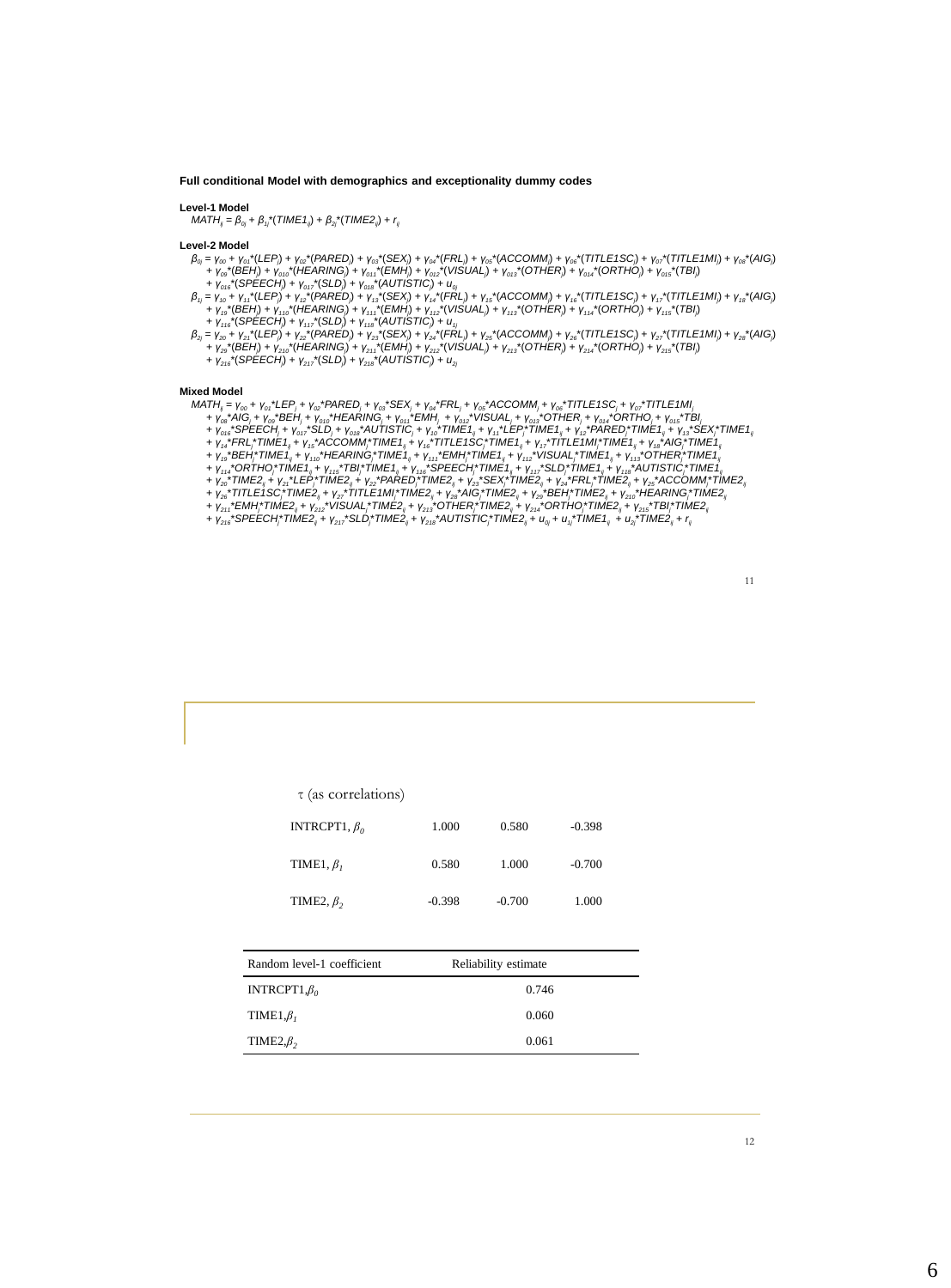**Full conditional Model with demographics and exceptionality dummy codes**

**Level-1 Model**

$$MATH_{ij} = \beta_{0j} + \beta_{1j}*(TIME1_{ij}) + \beta_{2j}*(TIME2_{ij}) + r_{ij}$$

**Level-2 Model**

$$\beta_{0j} = \gamma_{00} + \gamma_{01}*(LEP_j) + \gamma_{02}*(PARED_j) + \gamma_{03}*(SEX_j) + \gamma_{04}*(FRL_j) + \gamma_{05}*(ACCOMM_j) + \gamma_{06}*(TITLE1SC_j) + \gamma_{07}*(TITLE1MI_j) + \gamma_{08}*(AIG_j) + \gamma_{09}*(BEH_j) + \gamma_{010}*(HEARING_j) + \gamma_{011}*(EMH_j) + \gamma_{012}*(VISUAL_j) + \gamma_{013}*(OTHER_j) + \gamma_{014}*(ORTHO_j) + \gamma_{015}*(TBI_j) + \gamma_{016}*(SPEECH_j) + \gamma_{017}*(SLD_j) + \gamma_{018}*(AUTISTIC_j) + u_{0j}$$

$$\beta_{1j} = \gamma_{10} + \gamma_{11}*(LEP_j) + \gamma_{12}*(PARED_j) + \gamma_{13}*(SEX_j) + \gamma_{14}*(FRL_j) + \gamma_{15}*(ACCOMM_j) + \gamma_{16}*(TITLE1SC_j) + \gamma_{17}*(TITLE1MI_j) + \gamma_{18}*(AIG_j) + \gamma_{19}*(BEH_j) + \gamma_{110}*(HEARING_j) + \gamma_{111}*(EMH_j) + \gamma_{112}*(VISUAL_j) + \gamma_{113}*(OTHER_j) + \gamma_{114}*(ORTHO_j) + \gamma_{115}*(TBI_j) + \gamma_{116}*(SPEECH_j) + \gamma_{117}*(SLD_j) + \gamma_{118}*(AUTISTIC_j) + u_{1j}$$

$$\beta_{2j} = \gamma_{20} + \gamma_{21}*(LEP_j) + \gamma_{22}*(PARED_j) + \gamma_{23}*(SEX_j) + \gamma_{24}*(FRL_j) + \gamma_{25}*(ACCOMM_j) + \gamma_{26}*(TITLE1SC_j) + \gamma_{27}*(TITLE1MI_j) + \gamma_{28}*(AIG_j) + \gamma_{29}*(BEH_j) + \gamma_{210}*(HEARING_j) + \gamma_{211}*(EMH_j) + \gamma_{212}*(VISUAL_j) + \gamma_{213}*(OTHER_j) + \gamma_{214}*(ORTHO_j) + \gamma_{215}*(TBI_j) + \gamma_{216}*(SPEECH_j) + \gamma_{217}*(SLD_j) + \gamma_{218}*(AUTISTIC_j) + u_{2j}$$

**Mixed Model**

$$\begin{aligned}
MATH_{ij} = {} & \gamma_{00} + \gamma_{01}*LEP_j + \gamma_{02}*PARED_j + \gamma_{03}*SEX_j + \gamma_{04}*FRL_j + \gamma_{05}*ACCOMM_j + \gamma_{06}*TITLE1SC_j + \gamma_{07}*TITLE1MI_j \\
& + \gamma_{08}*AIG_j + \gamma_{09}*BEH_j + \gamma_{010}*HEARING_j + \gamma_{011}*EMH_j + \gamma_{012}*VISUAL_j + \gamma_{013}*OTHER_j + \gamma_{014}*ORTHO_j + \gamma_{015}*TBI_j \\
& + \gamma_{016}*SPEECH_j + \gamma_{017}*SLD_j + \gamma_{018}*AUTISTIC_j + \gamma_{10}*TIME1_{ij} + \gamma_{11}*LEP_j*TIME1_{ij} + \gamma_{12}*PARED_j*TIME1_{ij} + \gamma_{13}*SEX_j*TIME1_{ij} \\
& + \gamma_{14}*FRL_j*TIME1_{ij} + \gamma_{15}*ACCOMM_j*TIME1_{ij} + \gamma_{16}*TITLE1SC_j*TIME1_{ij} + \gamma_{17}*TITLE1MI_j*TIME1_{ij} + \gamma_{18}*AIG_j*TIME1_{ij} \\
& + \gamma_{19}*BEH_j*TIME1_{ij} + \gamma_{110}*HEARING_j*TIME1_{ij} + \gamma_{111}*EMH_j*TIME1_{ij} + \gamma_{112}*VISUAL_j*TIME1_{ij} + \gamma_{113}*OTHER_j*TIME1_{ij} \\
& + \gamma_{114}*ORTHO_j*TIME1_{ij} + \gamma_{115}*TBI_j*TIME1_{ij} + \gamma_{116}*SPEECH_j*TIME1_{ij} + \gamma_{117}*SLD_j*TIME1_{ij} + \gamma_{118}*AUTISTIC_j*TIME1_{ij} \\
& + \gamma_{20}*TIME2_{ij} + \gamma_{21}*LEP_j*TIME2_{ij} + \gamma_{22}*PARED_j*TIME2_{ij} + \gamma_{23}*SEX_j*TIME2_{ij} + \gamma_{24}*FRL_j*TIME2_{ij} + \gamma_{25}*ACCOMM_j*TIME2_{ij} \\
& + \gamma_{26}*TITLE1SC_j*TIME2_{ij} + \gamma_{27}*TITLE1MI_j*TIME2_{ij} + \gamma_{28}*AIG_j*TIME2_{ij} + \gamma_{29}*BEH_j*TIME2_{ij} + \gamma_{210}*HEARING_j*TIME2_{ij} \\
& + \gamma_{211}*EMH_j*TIME2_{ij} + \gamma_{212}*VISUAL_j*TIME2_{ij} + \gamma_{213}*OTHER_j*TIME2_{ij} + \gamma_{214}*ORTHO_j*TIME2_{ij} + \gamma_{215}*TBI_j*TIME2_{ij} \\
& + \gamma_{216}*SPEECH_j*TIME2_{ij} + \gamma_{217}*SLD_j*TIME2_{ij} + \gamma_{218}*AUTISTIC_j*TIME2_{ij} + u_{0j} + u_{1j}*TIME1_{ij} + u_{2j}*TIME2_{ij} + r_{ij}
\end{aligned}$$

$\tau$ (as correlations)

| | | | |
|---|---|---|---|
| INTRCPT1, $\beta_0$ | 1.000 | 0.580 | -0.398 |
| TIME1, $\beta_1$ | 0.580 | 1.000 | -0.700 |
| TIME2, $\beta_2$ | -0.398 | -0.700 | 1.000 |

| Random level-1 coefficient | Reliability estimate |
|---|---|
| INTRCPT1, $\beta_0$ | 0.746 |
| TIME1, $\beta_1$ | 0.060 |
| TIME2, $\beta_2$ | 0.061 |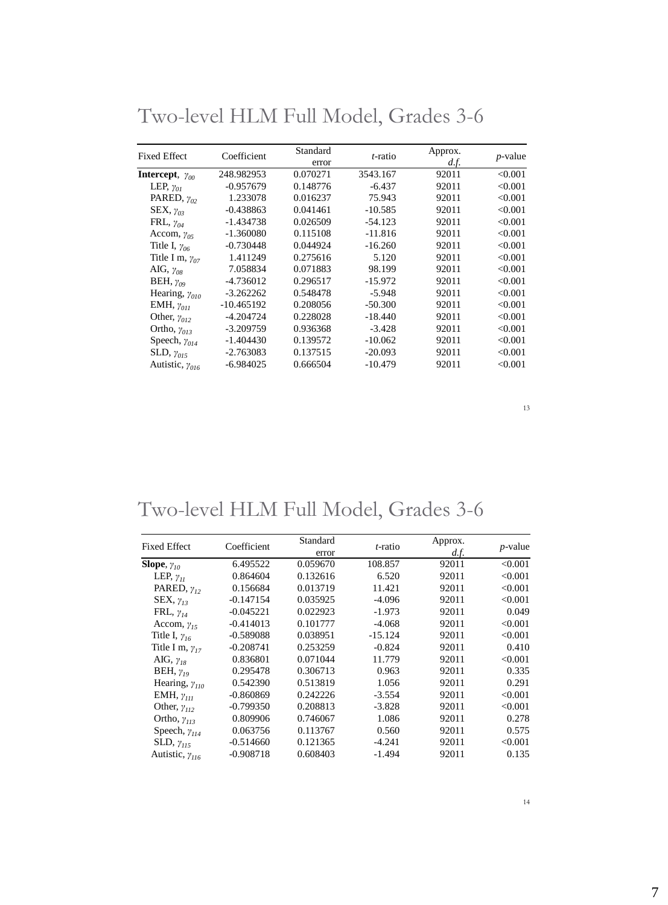## Two-level HLM Full Model, Grades 3-6

| Fixed Effect | Coefficient | Standard error | *t*-ratio | Approx. *d.f.* | *p*-value |
|---|---|---|---|---|---|
| **Intercept**, $\gamma_{00}$ | 248.982953 | 0.070271 | 3543.167 | 92011 | <0.001 |
| LEP, $\gamma_{01}$ | -0.957679 | 0.148776 | -6.437 | 92011 | <0.001 |
| PARED, $\gamma_{02}$ | 1.233078 | 0.016237 | 75.943 | 92011 | <0.001 |
| SEX, $\gamma_{03}$ | -0.438863 | 0.041461 | -10.585 | 92011 | <0.001 |
| FRL, $\gamma_{04}$ | -1.434738 | 0.026509 | -54.123 | 92011 | <0.001 |
| Accom, $\gamma_{05}$ | -1.360080 | 0.115108 | -11.816 | 92011 | <0.001 |
| Title I, $\gamma_{06}$ | -0.730448 | 0.044924 | -16.260 | 92011 | <0.001 |
| Title I m, $\gamma_{07}$ | 1.411249 | 0.275616 | 5.120 | 92011 | <0.001 |
| AIG, $\gamma_{08}$ | 7.058834 | 0.071883 | 98.199 | 92011 | <0.001 |
| BEH, $\gamma_{09}$ | -4.736012 | 0.296517 | -15.972 | 92011 | <0.001 |
| Hearing, $\gamma_{010}$ | -3.262262 | 0.548478 | -5.948 | 92011 | <0.001 |
| EMH, $\gamma_{011}$ | -10.465192 | 0.208056 | -50.300 | 92011 | <0.001 |
| Other, $\gamma_{012}$ | -4.204724 | 0.228028 | -18.440 | 92011 | <0.001 |
| Ortho, $\gamma_{013}$ | -3.209759 | 0.936368 | -3.428 | 92011 | <0.001 |
| Speech, $\gamma_{014}$ | -1.404430 | 0.139572 | -10.062 | 92011 | <0.001 |
| SLD, $\gamma_{015}$ | -2.763083 | 0.137515 | -20.093 | 92011 | <0.001 |
| Autistic, $\gamma_{016}$ | -6.984025 | 0.666504 | -10.479 | 92011 | <0.001 |

## Two-level HLM Full Model, Grades 3-6

| Fixed Effect | Coefficient | Standard error | *t*-ratio | Approx. *d.f.* | *p*-value |
|---|---|---|---|---|---|
| **Slope**, $\gamma_{10}$ | 6.495522 | 0.059670 | 108.857 | 92011 | <0.001 |
| LEP, $\gamma_{11}$ | 0.864604 | 0.132616 | 6.520 | 92011 | <0.001 |
| PARED, $\gamma_{12}$ | 0.156684 | 0.013719 | 11.421 | 92011 | <0.001 |
| SEX, $\gamma_{13}$ | -0.147154 | 0.035925 | -4.096 | 92011 | <0.001 |
| FRL, $\gamma_{14}$ | -0.045221 | 0.022923 | -1.973 | 92011 | 0.049 |
| Accom, $\gamma_{15}$ | -0.414013 | 0.101777 | -4.068 | 92011 | <0.001 |
| Title I, $\gamma_{16}$ | -0.589088 | 0.038951 | -15.124 | 92011 | <0.001 |
| Title I m, $\gamma_{17}$ | -0.208741 | 0.253259 | -0.824 | 92011 | 0.410 |
| AIG, $\gamma_{18}$ | 0.836801 | 0.071044 | 11.779 | 92011 | <0.001 |
| BEH, $\gamma_{19}$ | 0.295478 | 0.306713 | 0.963 | 92011 | 0.335 |
| Hearing, $\gamma_{110}$ | 0.542390 | 0.513819 | 1.056 | 92011 | 0.291 |
| EMH, $\gamma_{111}$ | -0.860869 | 0.242226 | -3.554 | 92011 | <0.001 |
| Other, $\gamma_{112}$ | -0.799350 | 0.208813 | -3.828 | 92011 | <0.001 |
| Ortho, $\gamma_{113}$ | 0.809906 | 0.746067 | 1.086 | 92011 | 0.278 |
| Speech, $\gamma_{114}$ | 0.063756 | 0.113767 | 0.560 | 92011 | 0.575 |
| SLD, $\gamma_{115}$ | -0.514660 | 0.121365 | -4.241 | 92011 | <0.001 |
| Autistic, $\gamma_{116}$ | -0.908718 | 0.608403 | -1.494 | 92011 | 0.135 |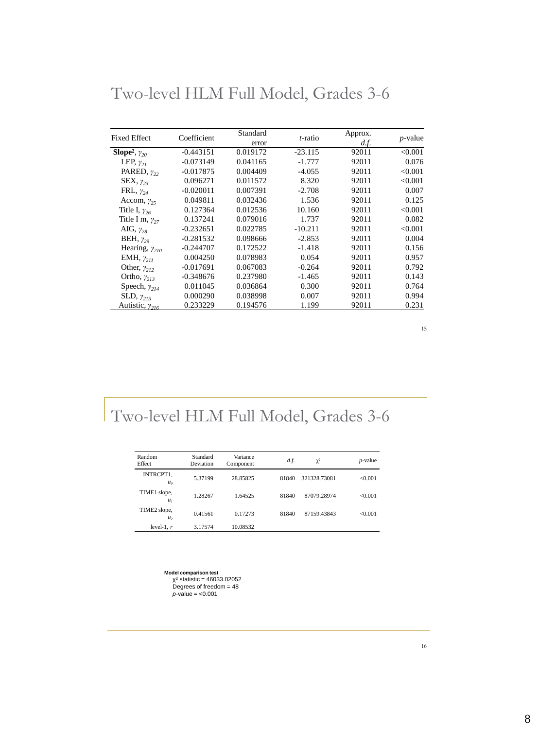# Two-level HLM Full Model, Grades 3-6

| Fixed Effect | Coefficient | Standard error | *t*-ratio | Approx. *d.f.* | *p*-value |
|---|---|---|---|---|---|
| **Slope²**, $\gamma_{20}$ | -0.443151 | 0.019172 | -23.115 | 92011 | <0.001 |
| LEP, $\gamma_{21}$ | -0.073149 | 0.041165 | -1.777 | 92011 | 0.076 |
| PARED, $\gamma_{22}$ | -0.017875 | 0.004409 | -4.055 | 92011 | <0.001 |
| SEX, $\gamma_{23}$ | 0.096271 | 0.011572 | 8.320 | 92011 | <0.001 |
| FRL, $\gamma_{24}$ | -0.020011 | 0.007391 | -2.708 | 92011 | 0.007 |
| Accom, $\gamma_{25}$ | 0.049811 | 0.032436 | 1.536 | 92011 | 0.125 |
| Title I, $\gamma_{26}$ | 0.127364 | 0.012536 | 10.160 | 92011 | <0.001 |
| Title I m, $\gamma_{27}$ | 0.137241 | 0.079016 | 1.737 | 92011 | 0.082 |
| AIG, $\gamma_{28}$ | -0.232651 | 0.022785 | -10.211 | 92011 | <0.001 |
| BEH, $\gamma_{29}$ | -0.281532 | 0.098666 | -2.853 | 92011 | 0.004 |
| Hearing, $\gamma_{210}$ | -0.244707 | 0.172522 | -1.418 | 92011 | 0.156 |
| EMH, $\gamma_{211}$ | 0.004250 | 0.078983 | 0.054 | 92011 | 0.957 |
| Other, $\gamma_{212}$ | -0.017691 | 0.067083 | -0.264 | 92011 | 0.792 |
| Ortho, $\gamma_{213}$ | -0.348676 | 0.237980 | -1.465 | 92011 | 0.143 |
| Speech, $\gamma_{214}$ | 0.011045 | 0.036864 | 0.300 | 92011 | 0.764 |
| SLD, $\gamma_{215}$ | 0.000290 | 0.038998 | 0.007 | 92011 | 0.994 |
| Autistic, $\gamma_{216}$ | 0.233229 | 0.194576 | 1.199 | 92011 | 0.231 |

# Two-level HLM Full Model, Grades 3-6

| Random Effect | Standard Deviation | Variance Component | *d.f.* | $\chi^2$ | *p*-value |
|---|---|---|---|---|---|
| INTRCPT1, $u_0$ | 5.37199 | 28.85825 | 81840 | 321328.73081 | <0.001 |
| TIME1 slope, $u_1$ | 1.28267 | 1.64525 | 81840 | 87079.28974 | <0.001 |
| TIME2 slope, $u_2$ | 0.41561 | 0.17273 | 81840 | 87159.43843 | <0.001 |
| level-1, $r$ | 3.17574 | 10.08532 | | | |

**Model comparison test**

$\chi^2$ statistic = 46033.02052
Degrees of freedom = 48
*p*-value = <0.001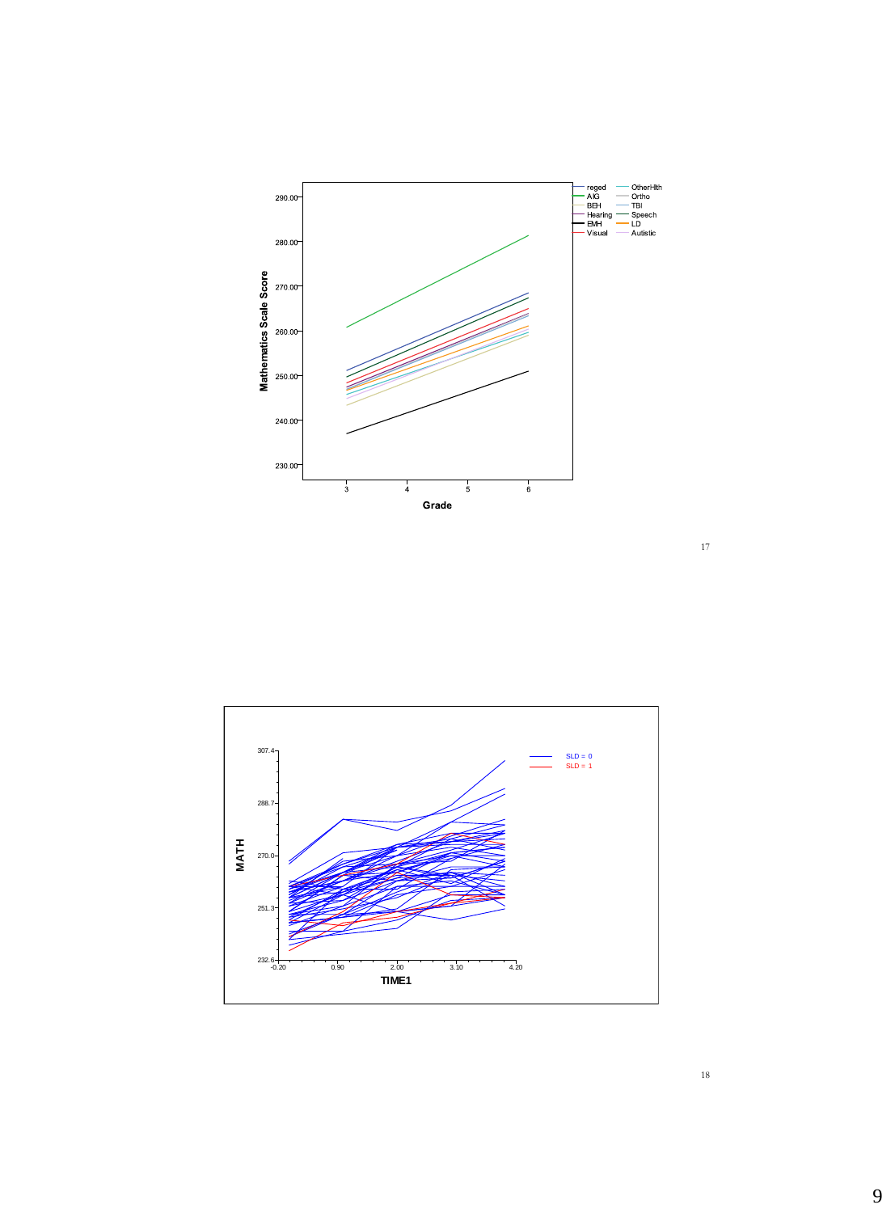Mathematics Scale Score

290.00, 280.00, 270.00, 260.00, 250.00, 240.00, 230.00

Grade: 3, 4, 5, 6

reged, AIG, BEH, Hearing, EMH, Visual, OtherHlth, Ortho, TBI, Speech, LD, Autistic

MATH

307.4, 288.7, 270.0, 251.3, 232.6

TIME1: -0.20, 0.90, 2.00, 3.10, 4.20

SLD = 0

SLD = 1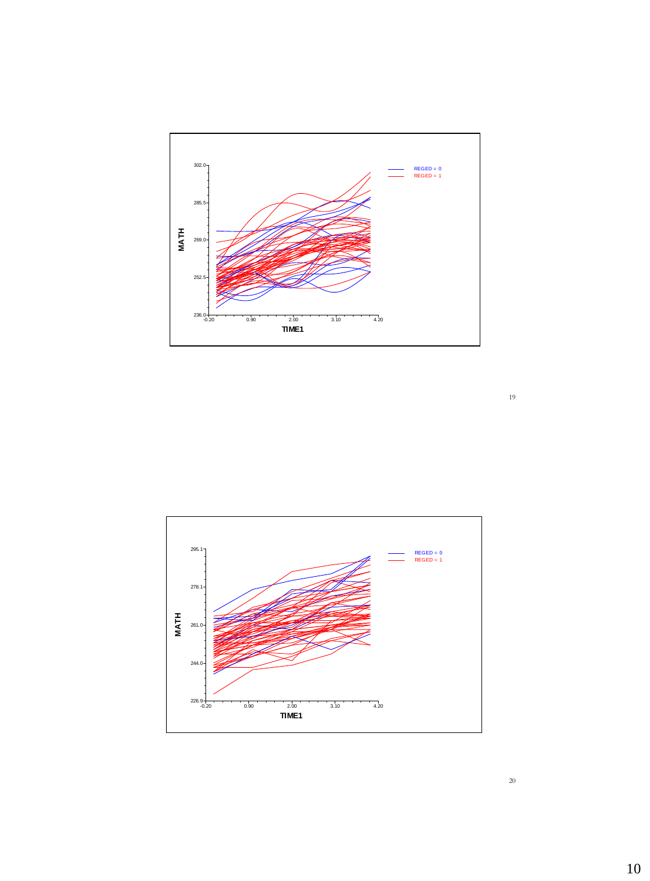MATH

302.0, 285.5, 269.0, 252.5, 236.0

TIME1

-0.20, 0.90, 2.00, 3.10, 4.20

REGED = 0

REGED = 1

MATH

295.1, 278.1, 261.0, 244.0, 226.9

TIME1

-0.20, 0.90, 2.00, 3.10, 4.20

REGED = 0

REGED = 1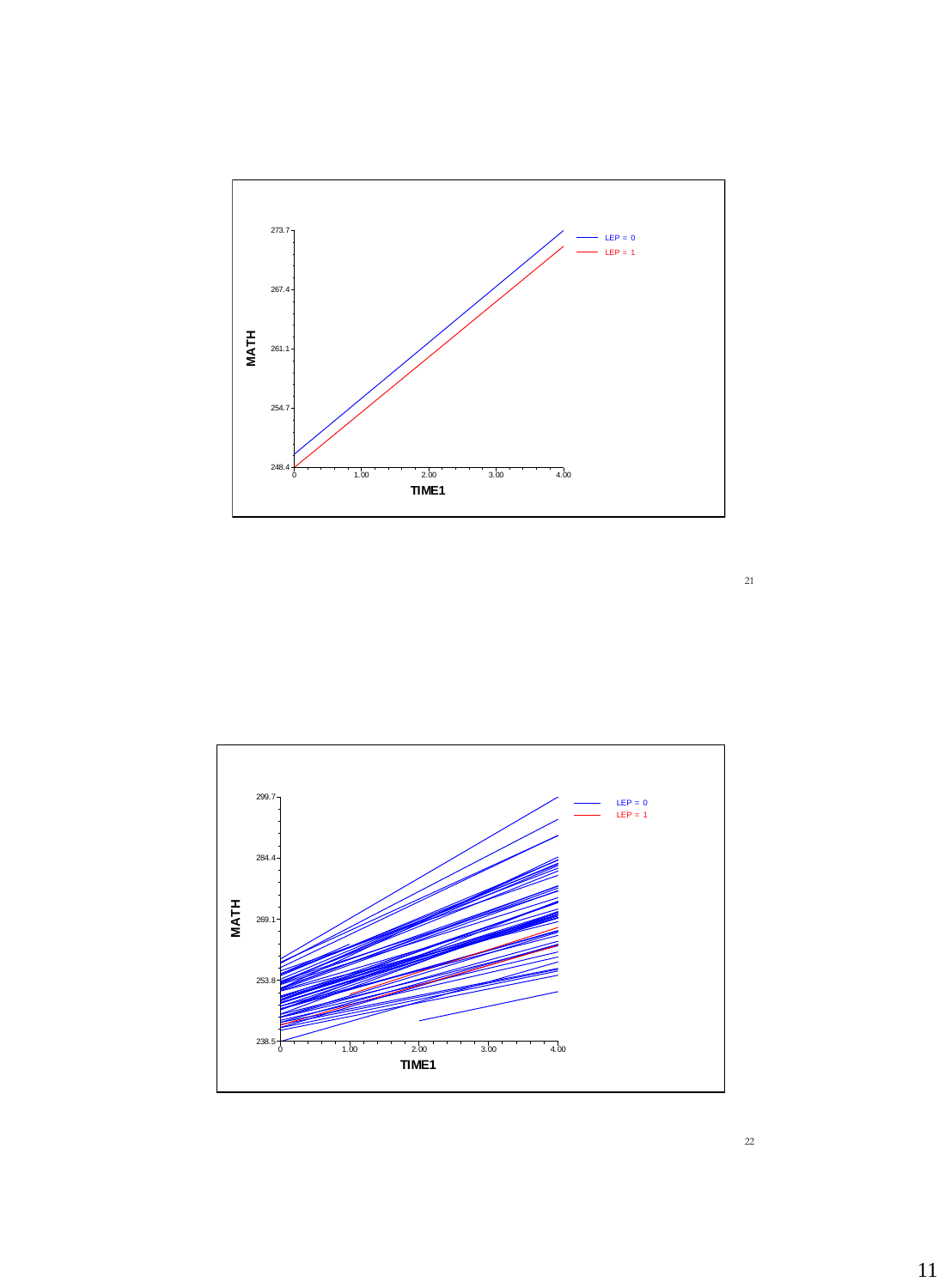MATH

273.7
267.4
261.1
254.7
248.4

0 1.00 2.00 3.00 4.00

TIME1

LEP = 0
LEP = 1

MATH

299.7
284.4
269.1
253.8
238.5

0 1.00 2.00 3.00 4.00

TIME1

LEP = 0
LEP = 1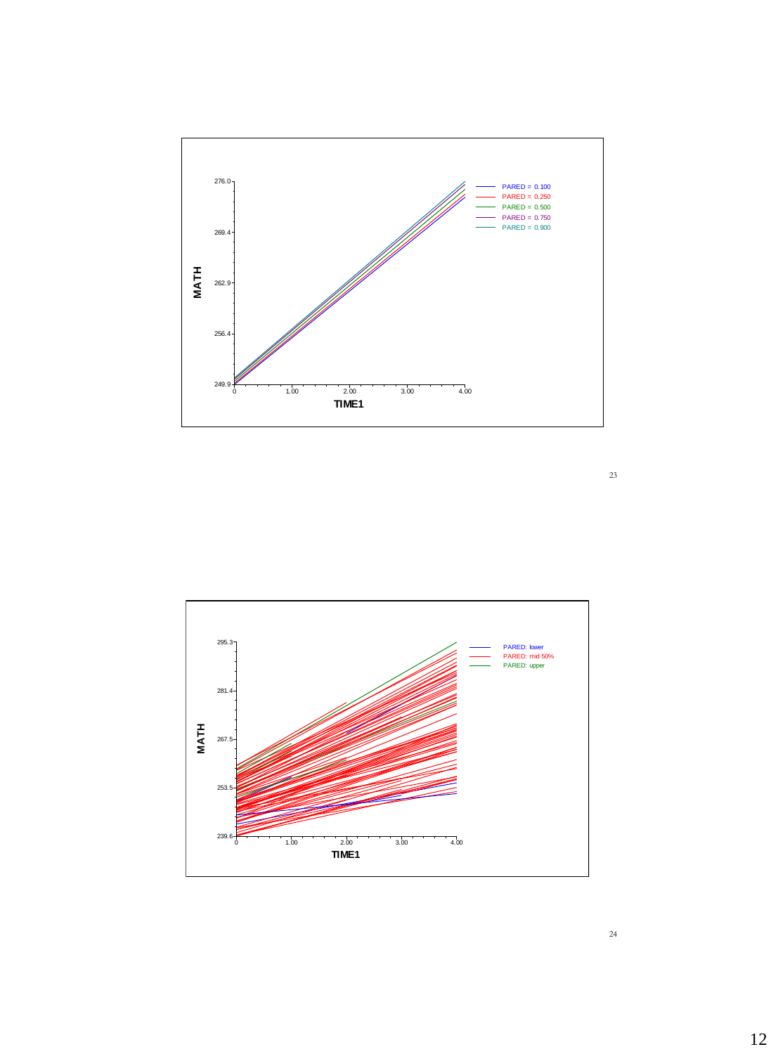MATH

TIME1

PARED = 0.100
PARED = 0.250
PARED = 0.500
PARED = 0.750
PARED = 0.900

MATH

TIME1

PARED: lower
PARED: mid 50%
PARED: upper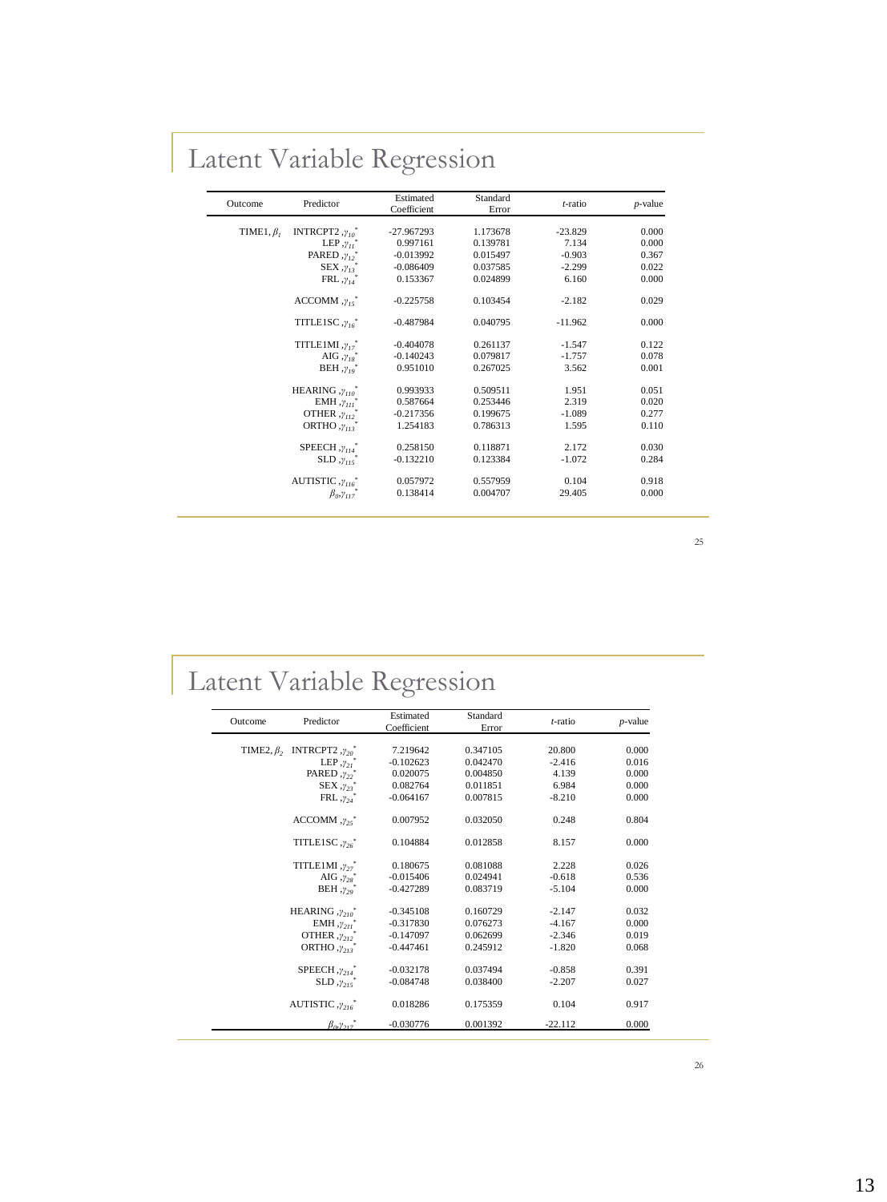## Latent Variable Regression

| Outcome | Predictor | Estimated Coefficient | Standard Error | *t*-ratio | *p*-value |
|---|---|---|---|---|---|
| TIME1, $\beta_1$ | INTRCPT2 ,$\gamma_{10}^*$ | -27.967293 | 1.173678 | -23.829 | 0.000 |
| | LEP ,$\gamma_{11}^*$ | 0.997161 | 0.139781 | 7.134 | 0.000 |
| | PARED ,$\gamma_{12}^*$ | -0.013992 | 0.015497 | -0.903 | 0.367 |
| | SEX ,$\gamma_{13}^*$ | -0.086409 | 0.037585 | -2.299 | 0.022 |
| | FRL ,$\gamma_{14}^*$ | 0.153367 | 0.024899 | 6.160 | 0.000 |
| | ACCOMM ,$\gamma_{15}^*$ | -0.225758 | 0.103454 | -2.182 | 0.029 |
| | TITLE1SC ,$\gamma_{16}^*$ | -0.487984 | 0.040795 | -11.962 | 0.000 |
| | TITLE1MI ,$\gamma_{17}^*$ | -0.404078 | 0.261137 | -1.547 | 0.122 |
| | AIG ,$\gamma_{18}^*$ | -0.140243 | 0.079817 | -1.757 | 0.078 |
| | BEH ,$\gamma_{19}^*$ | 0.951010 | 0.267025 | 3.562 | 0.001 |
| | HEARING ,$\gamma_{110}^*$ | 0.993933 | 0.509511 | 1.951 | 0.051 |
| | EMH ,$\gamma_{111}^*$ | 0.587664 | 0.253446 | 2.319 | 0.020 |
| | OTHER ,$\gamma_{112}^*$ | -0.217356 | 0.199675 | -1.089 | 0.277 |
| | ORTHO ,$\gamma_{113}^*$ | 1.254183 | 0.786313 | 1.595 | 0.110 |
| | SPEECH ,$\gamma_{114}^*$ | 0.258150 | 0.118871 | 2.172 | 0.030 |
| | SLD ,$\gamma_{115}^*$ | -0.132210 | 0.123384 | -1.072 | 0.284 |
| | AUTISTIC ,$\gamma_{116}^*$ | 0.057972 | 0.557959 | 0.104 | 0.918 |
| | $\beta_0$,$\gamma_{117}^*$ | 0.138414 | 0.004707 | 29.405 | 0.000 |

## Latent Variable Regression

| Outcome | Predictor | Estimated Coefficient | Standard Error | *t*-ratio | *p*-value |
|---|---|---|---|---|---|
| TIME2, $\beta_2$ | INTRCPT2 ,$\gamma_{20}^*$ | 7.219642 | 0.347105 | 20.800 | 0.000 |
| | LEP ,$\gamma_{21}^*$ | -0.102623 | 0.042470 | -2.416 | 0.016 |
| | PARED ,$\gamma_{22}^*$ | 0.020075 | 0.004850 | 4.139 | 0.000 |
| | SEX ,$\gamma_{23}^*$ | 0.082764 | 0.011851 | 6.984 | 0.000 |
| | FRL ,$\gamma_{24}^*$ | -0.064167 | 0.007815 | -8.210 | 0.000 |
| | ACCOMM ,$\gamma_{25}^*$ | 0.007952 | 0.032050 | 0.248 | 0.804 |
| | TITLE1SC ,$\gamma_{26}^*$ | 0.104884 | 0.012858 | 8.157 | 0.000 |
| | TITLE1MI ,$\gamma_{27}^*$ | 0.180675 | 0.081088 | 2.228 | 0.026 |
| | AIG ,$\gamma_{28}^*$ | -0.015406 | 0.024941 | -0.618 | 0.536 |
| | BEH ,$\gamma_{29}^*$ | -0.427289 | 0.083719 | -5.104 | 0.000 |
| | HEARING ,$\gamma_{210}^*$ | -0.345108 | 0.160729 | -2.147 | 0.032 |
| | EMH ,$\gamma_{211}^*$ | -0.317830 | 0.076273 | -4.167 | 0.000 |
| | OTHER ,$\gamma_{212}^*$ | -0.147097 | 0.062699 | -2.346 | 0.019 |
| | ORTHO ,$\gamma_{213}^*$ | -0.447461 | 0.245912 | -1.820 | 0.068 |
| | SPEECH ,$\gamma_{214}^*$ | -0.032178 | 0.037494 | -0.858 | 0.391 |
| | SLD ,$\gamma_{215}^*$ | -0.084748 | 0.038400 | -2.207 | 0.027 |
| | AUTISTIC ,$\gamma_{216}^*$ | 0.018286 | 0.175359 | 0.104 | 0.917 |
| | $\beta_0$,$\gamma_{217}^*$ | -0.030776 | 0.001392 | -22.112 | 0.000 |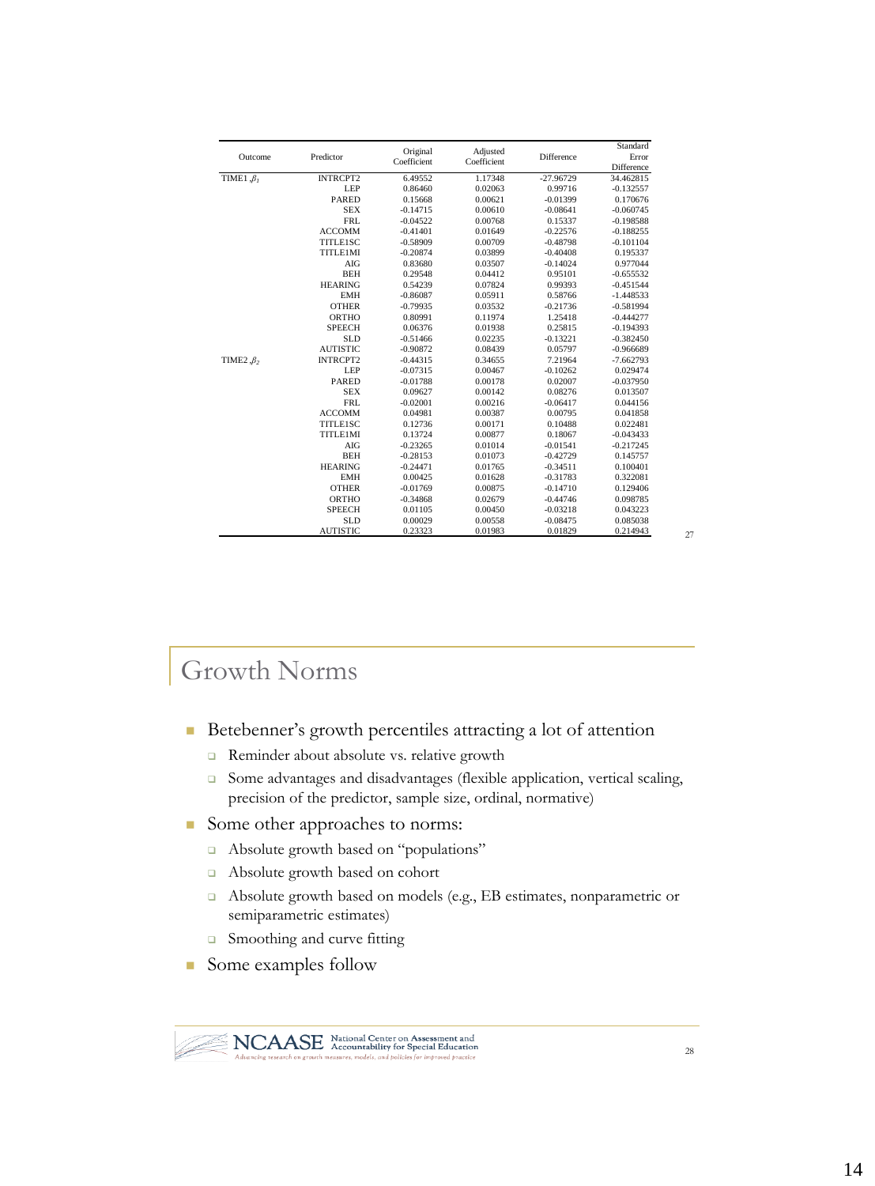| Outcome | Predictor | Original Coefficient | Adjusted Coefficient | Difference | Standard Error Difference |
|---|---|---|---|---|---|
| TIME1 ,$\beta_1$ | INTRCPT2 | 6.49552 | 1.17348 | -27.96729 | 34.462815 |
| | LEP | 0.86460 | 0.02063 | 0.99716 | -0.132557 |
| | PARED | 0.15668 | 0.00621 | -0.01399 | 0.170676 |
| | SEX | -0.14715 | 0.00610 | -0.08641 | -0.060745 |
| | FRL | -0.04522 | 0.00768 | 0.15337 | -0.198588 |
| | ACCOMM | -0.41401 | 0.01649 | -0.22576 | -0.188255 |
| | TITLE1SC | -0.58909 | 0.00709 | -0.48798 | -0.101104 |
| | TITLE1MI | -0.20874 | 0.03899 | -0.40408 | 0.195337 |
| | AIG | 0.83680 | 0.03507 | -0.14024 | 0.977044 |
| | BEH | 0.29548 | 0.04412 | 0.95101 | -0.655532 |
| | HEARING | 0.54239 | 0.07824 | 0.99393 | -0.451544 |
| | EMH | -0.86087 | 0.05911 | 0.58766 | -1.448533 |
| | OTHER | -0.79935 | 0.03532 | -0.21736 | -0.581994 |
| | ORTHO | 0.80991 | 0.11974 | 1.25418 | -0.444277 |
| | SPEECH | 0.06376 | 0.01938 | 0.25815 | -0.194393 |
| | SLD | -0.51466 | 0.02235 | -0.13221 | -0.382450 |
| | AUTISTIC | -0.90872 | 0.08439 | 0.05797 | -0.966689 |
| TIME2 ,$\beta_2$ | INTRCPT2 | -0.44315 | 0.34655 | 7.21964 | -7.662793 |
| | LEP | -0.07315 | 0.00467 | -0.10262 | 0.029474 |
| | PARED | -0.01788 | 0.00178 | 0.02007 | -0.037950 |
| | SEX | 0.09627 | 0.00142 | 0.08276 | 0.013507 |
| | FRL | -0.02001 | 0.00216 | -0.06417 | 0.044156 |
| | ACCOMM | 0.04981 | 0.00387 | 0.00795 | 0.041858 |
| | TITLE1SC | 0.12736 | 0.00171 | 0.10488 | 0.022481 |
| | TITLE1MI | 0.13724 | 0.00877 | 0.18067 | -0.043433 |
| | AIG | -0.23265 | 0.01014 | -0.01541 | -0.217245 |
| | BEH | -0.28153 | 0.01073 | -0.42729 | 0.145757 |
| | HEARING | -0.24471 | 0.01765 | -0.34511 | 0.100401 |
| | EMH | 0.00425 | 0.01628 | -0.31783 | 0.322081 |
| | OTHER | -0.01769 | 0.00875 | -0.14710 | 0.129406 |
| | ORTHO | -0.34868 | 0.02679 | -0.44746 | 0.098785 |
| | SPEECH | 0.01105 | 0.00450 | -0.03218 | 0.043223 |
| | SLD | 0.00029 | 0.00558 | -0.08475 | 0.085038 |
| | AUTISTIC | 0.23323 | 0.01983 | 0.01829 | 0.214943 |

## Growth Norms

- Betebenner's growth percentiles attracting a lot of attention
  - Reminder about absolute vs. relative growth
  - Some advantages and disadvantages (flexible application, vertical scaling, precision of the predictor, sample size, ordinal, normative)
- Some other approaches to norms:
  - Absolute growth based on "populations"
  - Absolute growth based on cohort
  - Absolute growth based on models (e.g., EB estimates, nonparametric or semiparametric estimates)
  - Smoothing and curve fitting
- Some examples follow

NCAASE National Center on Assessment and Accountability for Special Education

*Advancing research on growth measures, models, and policies for improved practice*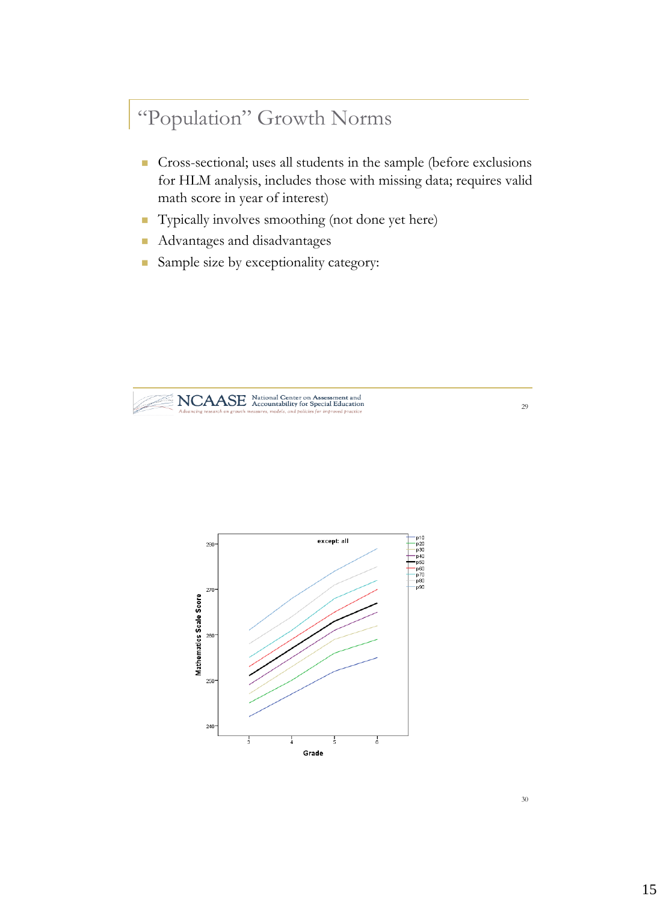## "Population" Growth Norms

- Cross-sectional; uses all students in the sample (before exclusions for HLM analysis, includes those with missing data; requires valid math score in year of interest)
- Typically involves smoothing (not done yet here)
- Advantages and disadvantages
- Sample size by exceptionality category: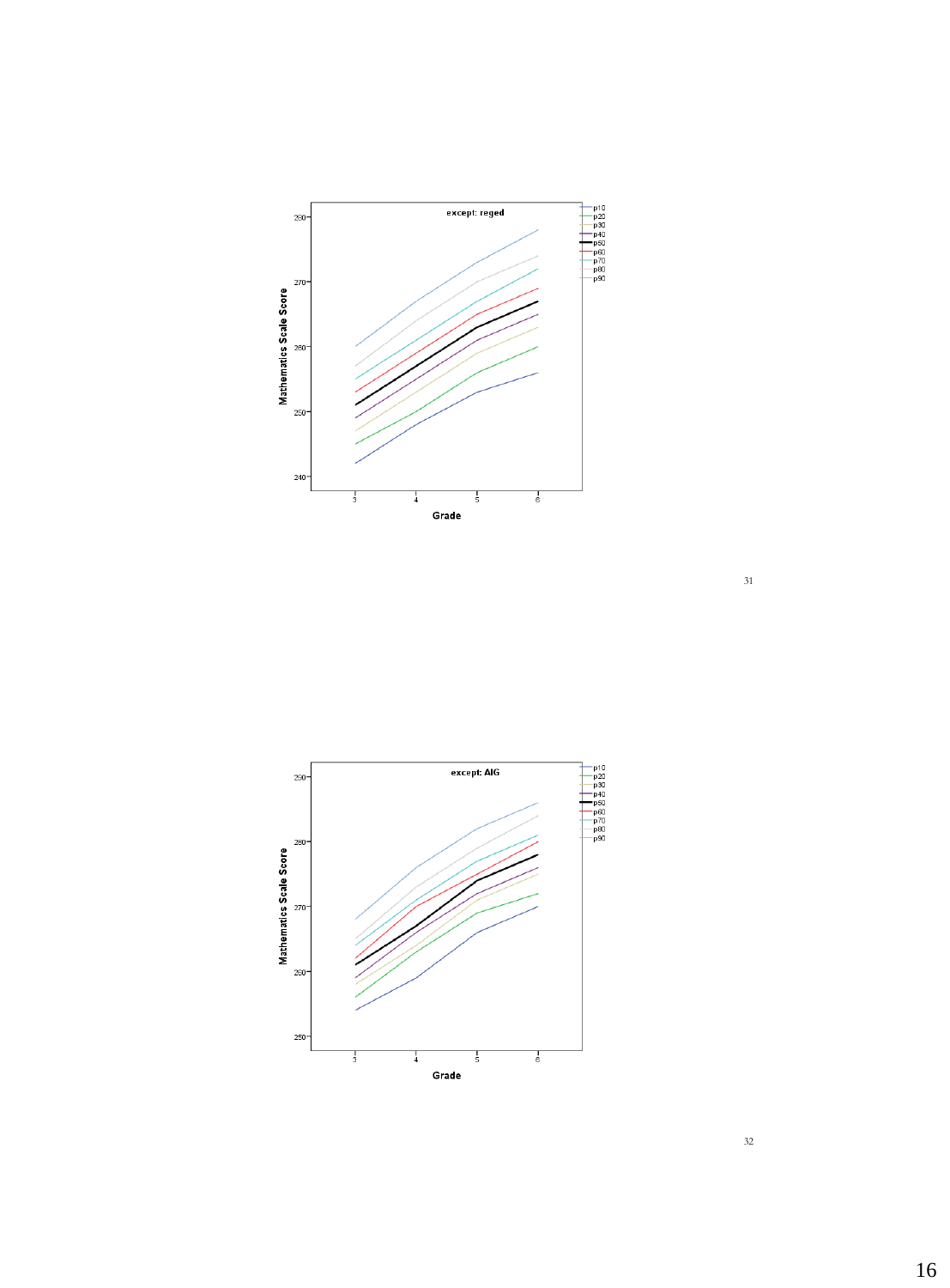**except: reged**

Mathematics Scale Score (240–290) by Grade (3–6)

Legend: p10, p20, p30, p40, p50, p60, p70, p80, p90

**except: AIG**

Mathematics Scale Score (250–290) by Grade (3–6)

Legend: p10, p20, p30, p40, p50, p60, p70, p80, p90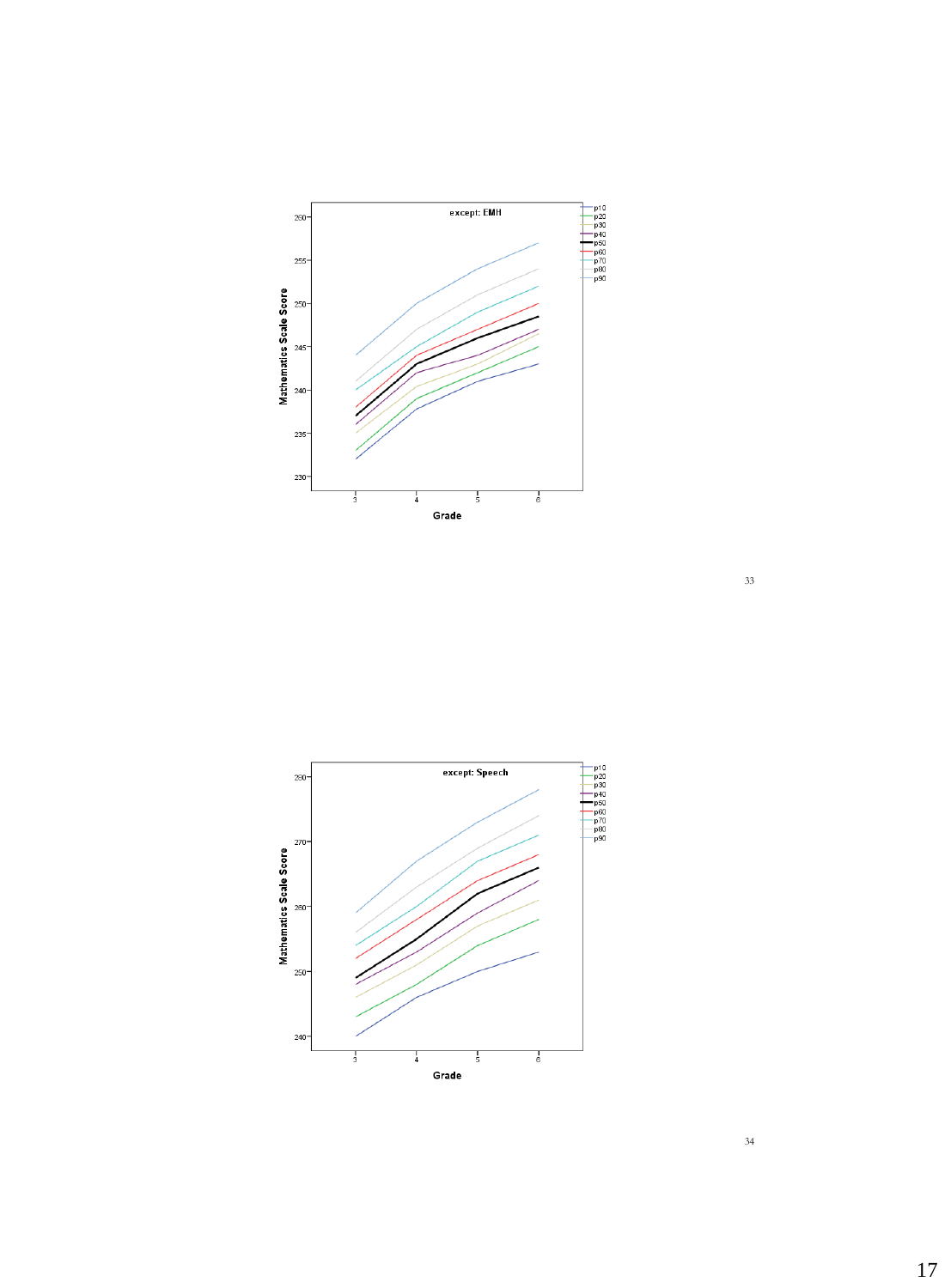except: EMH

Mathematics Scale Score

Grade

p10
p20
p30
p40
p50
p60
p70
p80
p90

except: Speech

Mathematics Scale Score

Grade

p10
p20
p30
p40
p50
p60
p70
p80
p90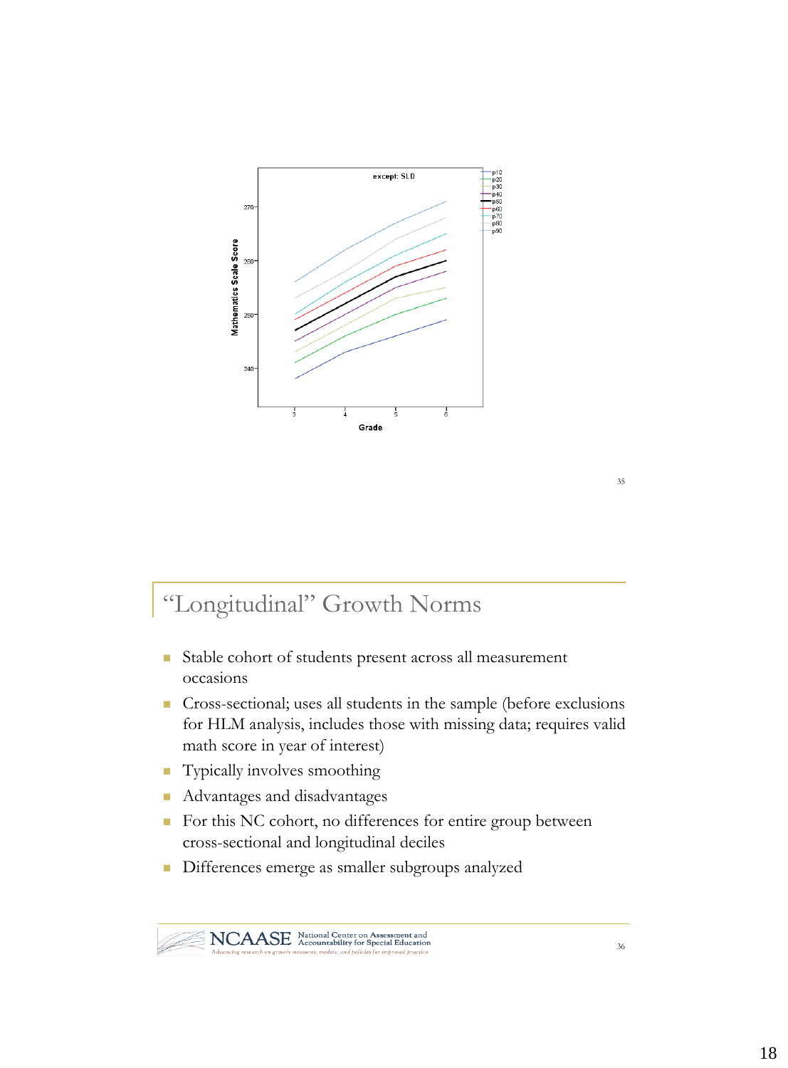## "Longitudinal" Growth Norms

- Stable cohort of students present across all measurement occasions
- Cross-sectional; uses all students in the sample (before exclusions for HLM analysis, includes those with missing data; requires valid math score in year of interest)
- Typically involves smoothing
- Advantages and disadvantages
- For this NC cohort, no differences for entire group between cross-sectional and longitudinal deciles
- Differences emerge as smaller subgroups analyzed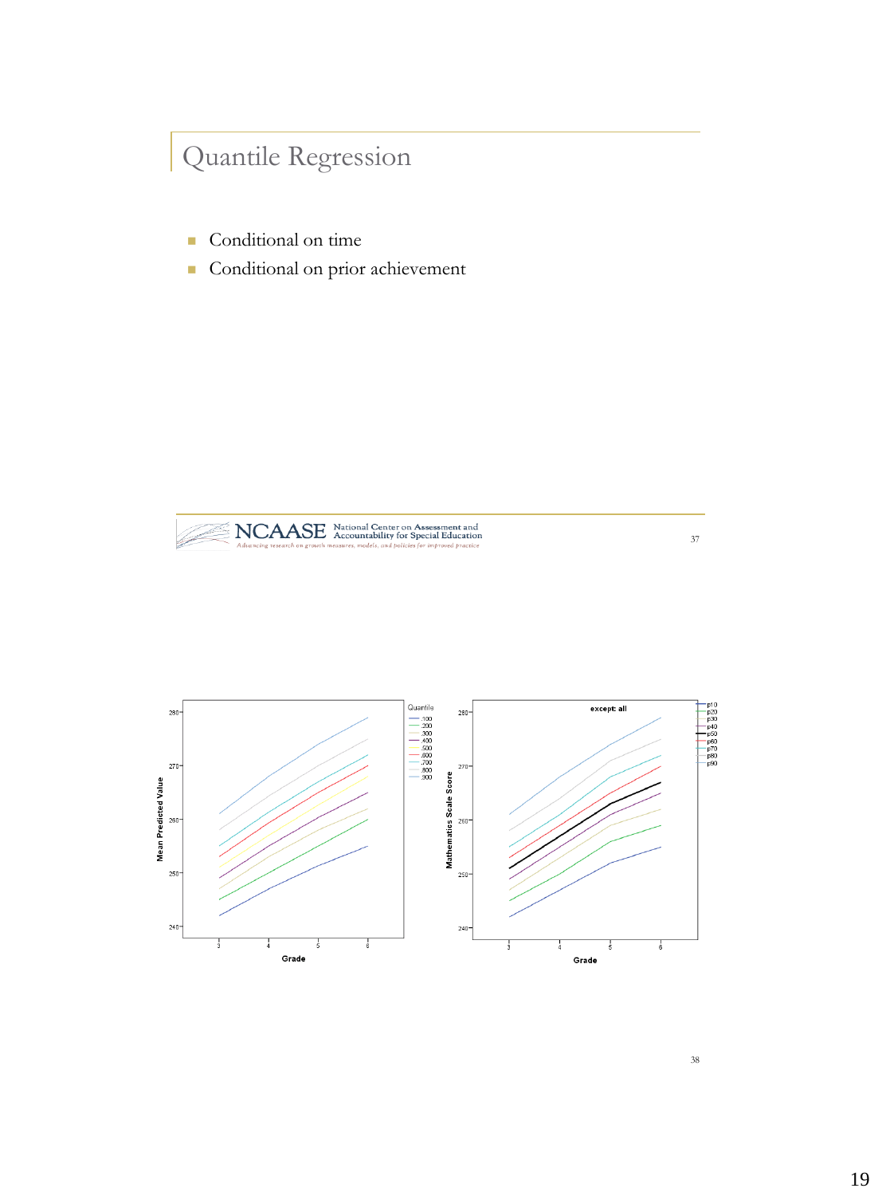## Quantile Regression

- Conditional on time
- Conditional on prior achievement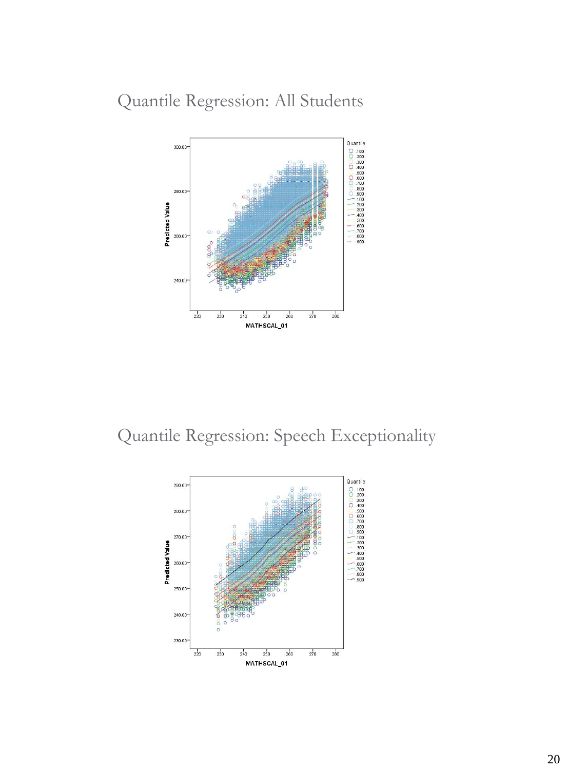# Quantile Regression: All Students

Quantile
.100
.200
.300
.400
.500
.600
.700
.800
.900
.100
.200
.300
.400
.500
.600
.700
.800
.900

Predicted Value

300.00
280.00
260.00
240.00

220 230 240 250 260 270 280

MATHSCAL_01

# Quantile Regression: Speech Exceptionality

Quantile
.100
.200
.300
.400
.500
.600
.700
.800
.900
.100
.200
.300
.400
.500
.600
.700
.800
.900

Predicted Value

290.00
280.00
270.00
260.00
250.00
240.00
230.00

220 230 240 250 260 270 280

MATHSCAL_01